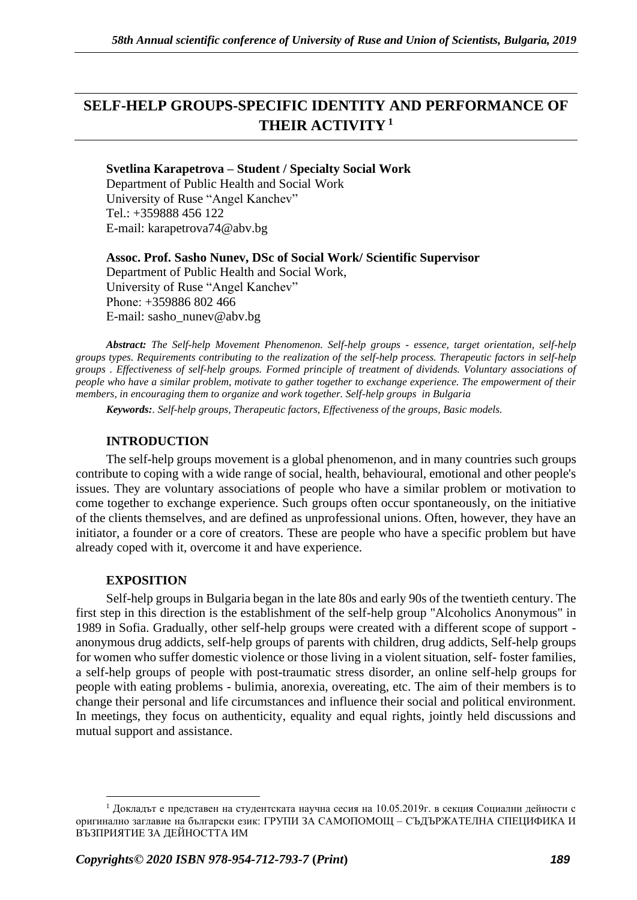# SELF-HELP GROUPS-SPECIFIC IDENTITY AND PERFORMANCE OF THEIR ACTIVITY [1]

**Svetlina Karapetrova – Student / Specialty Social Work**
Department of Public Health and Social Work
University of Ruse "Angel Kanchev"
Tel.: +359888 456 122
E-mail: karapetrova74@abv.bg

**Assoc. Prof. Sasho Nunev, DSc of Social Work/ Scientific Supervisor**
Department of Public Health and Social Work,
University of Ruse "Angel Kanchev"
Phone: +359886 802 466
E-mail: sasho_nunev@abv.bg

***Abstract:*** *The Self-help Movement Phenomenon. Self-help groups - essence, target orientation, self-help groups types. Requirements contributing to the realization of the self-help process. Therapeutic factors in self-help groups . Effectiveness of self-help groups. Formed principle of treatment of dividends. Voluntary associations of people who have a similar problem, motivate to gather together to exchange experience. The empowerment of their members, in encouraging them to organize and work together. Self-help groups in Bulgaria*

***Keywords:*** *. Self-help groups, Therapeutic factors, Effectiveness of the groups, Basic models.*

## INTRODUCTION

The self-help groups movement is a global phenomenon, and in many countries such groups contribute to coping with a wide range of social, health, behavioural, emotional and other people's issues. They are voluntary associations of people who have a similar problem or motivation to come together to exchange experience. Such groups often occur spontaneously, on the initiative of the clients themselves, and are defined as unprofessional unions. Often, however, they have an initiator, a founder or a core of creators. These are people who have a specific problem but have already coped with it, overcome it and have experience.

## EXPOSITION

Self-help groups in Bulgaria began in the late 80s and early 90s of the twentieth century. The first step in this direction is the establishment of the self-help group "Alcoholics Anonymous" in 1989 in Sofia. Gradually, other self-help groups were created with a different scope of support - anonymous drug addicts, self-help groups of parents with children, drug addicts, Self-help groups for women who suffer domestic violence or those living in a violent situation, self- foster families, a self-help groups of people with post-traumatic stress disorder, an online self-help groups for people with eating problems - bulimia, anorexia, overeating, etc. The aim of their members is to change their personal and life circumstances and influence their social and political environment. In meetings, they focus on authenticity, equality and equal rights, jointly held discussions and mutual support and assistance.

---

[1] Докладът е представен на студентската научна сесия на 10.05.2019г. в секция Социални дейности с оригинално заглавие на български език: ГРУПИ ЗА САМОПОМОЩ – СЪДЪРЖАТЕЛНА СПЕЦИФИКА И ВЪЗПРИЯТИЕ ЗА ДЕЙНОСТТА ИМ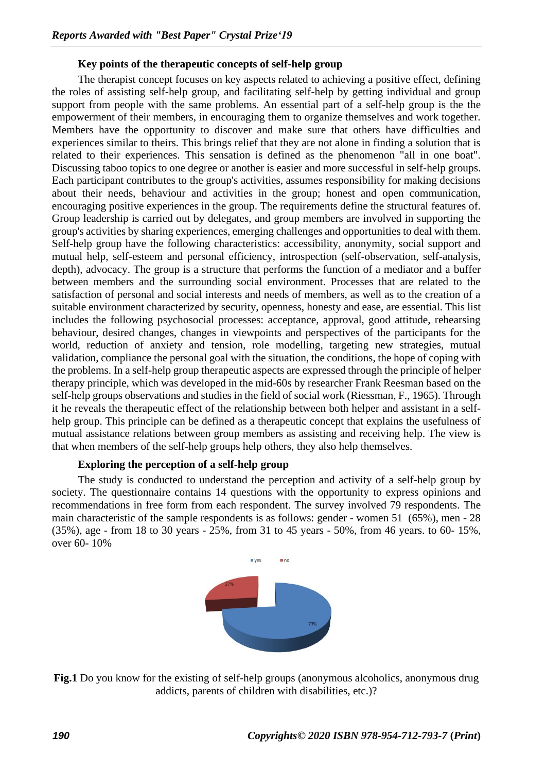**Key points of the therapeutic concepts of self-help group**

The therapist concept focuses on key aspects related to achieving a positive effect, defining the roles of assisting self-help group, and facilitating self-help by getting individual and group support from people with the same problems. An essential part of a self-help group is the the empowerment of their members, in encouraging them to organize themselves and work together. Members have the opportunity to discover and make sure that others have difficulties and experiences similar to theirs. This brings relief that they are not alone in finding a solution that is related to their experiences. This sensation is defined as the phenomenon "all in one boat". Discussing taboo topics to one degree or another is easier and more successful in self-help groups. Each participant contributes to the group's activities, assumes responsibility for making decisions about their needs, behaviour and activities in the group; honest and open communication, encouraging positive experiences in the group. The requirements define the structural features of. Group leadership is carried out by delegates, and group members are involved in supporting the group's activities by sharing experiences, emerging challenges and opportunities to deal with them. Self-help group have the following characteristics: accessibility, anonymity, social support and mutual help, self-esteem and personal efficiency, introspection (self-observation, self-analysis, depth), advocacy. The group is a structure that performs the function of a mediator and a buffer between members and the surrounding social environment. Processes that are related to the satisfaction of personal and social interests and needs of members, as well as to the creation of a suitable environment characterized by security, openness, honesty and ease, are essential. This list includes the following psychosocial processes: acceptance, approval, good attitude, rehearsing behaviour, desired changes, changes in viewpoints and perspectives of the participants for the world, reduction of anxiety and tension, role modelling, targeting new strategies, mutual validation, compliance the personal goal with the situation, the conditions, the hope of coping with the problems. In a self-help group therapeutic aspects are expressed through the principle of helper therapy principle, which was developed in the mid-60s by researcher Frank Reesman based on the self-help groups observations and studies in the field of social work (Riessman, F., 1965). Through it he reveals the therapeutic effect of the relationship between both helper and assistant in a self-help group. This principle can be defined as a therapeutic concept that explains the usefulness of mutual assistance relations between group members as assisting and receiving help. The view is that when members of the self-help groups help others, they also help themselves.

**Exploring the perception of a self-help group**

The study is conducted to understand the perception and activity of a self-help group by society. The questionnaire contains 14 questions with the opportunity to express opinions and recommendations in free form from each respondent. The survey involved 79 respondents. The main characteristic of the sample respondents is as follows: gender - women 51 (65%), men - 28 (35%), age - from 18 to 30 years - 25%, from 31 to 45 years - 50%, from 46 years. to 60- 15%, over 60- 10%

**Fig.1** Do you know for the existing of self-help groups (anonymous alcoholics, anonymous drug addicts, parents of children with disabilities, etc.)?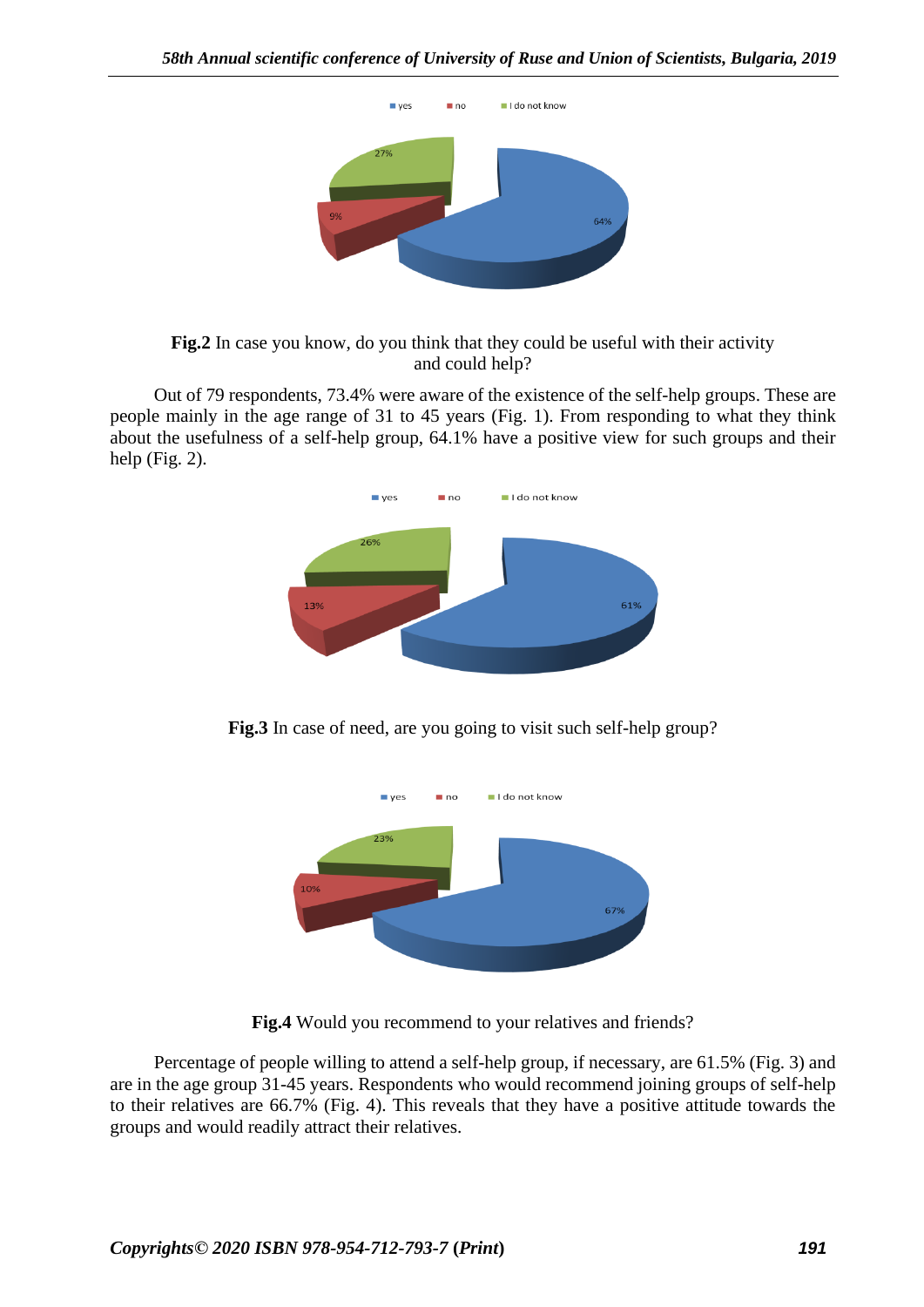**Fig.2** In case you know, do you think that they could be useful with their activity and could help?

Out of 79 respondents, 73.4% were aware of the existence of the self-help groups. These are people mainly in the age range of 31 to 45 years (Fig. 1). From responding to what they think about the usefulness of a self-help group, 64.1% have a positive view for such groups and their help (Fig. 2).

**Fig.3** In case of need, are you going to visit such self-help group?

**Fig.4** Would you recommend to your relatives and friends?

Percentage of people willing to attend a self-help group, if necessary, are 61.5% (Fig. 3) and are in the age group 31-45 years. Respondents who would recommend joining groups of self-help to their relatives are 66.7% (Fig. 4). This reveals that they have a positive attitude towards the groups and would readily attract their relatives.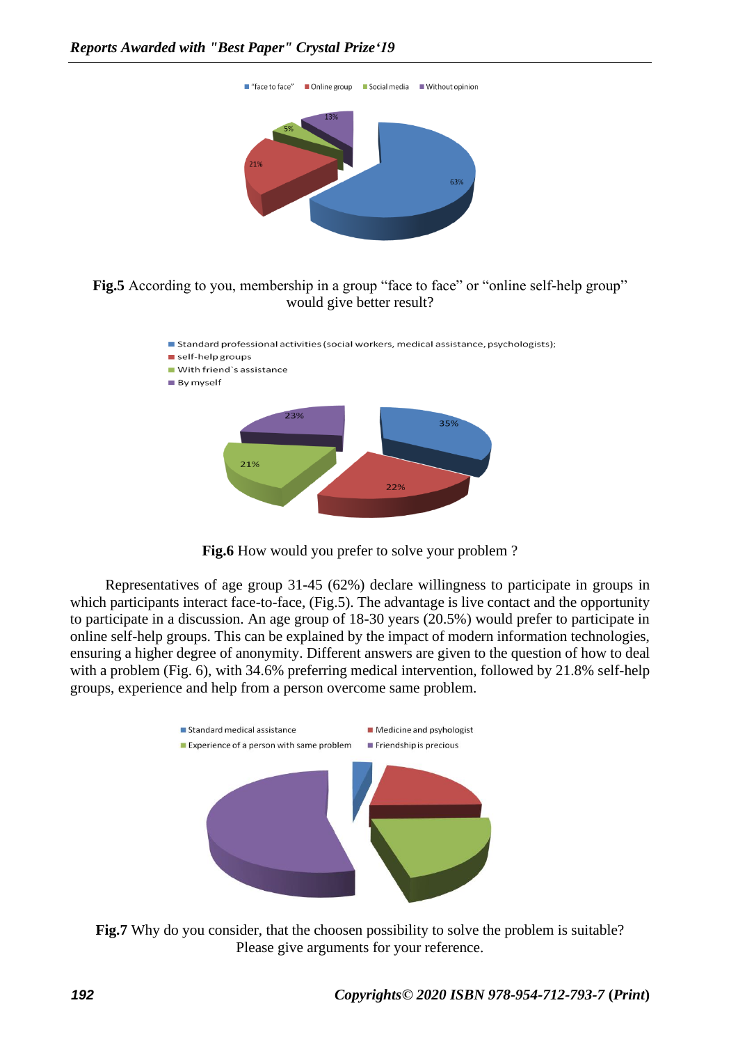**Fig.5** According to you, membership in a group “face to face” or “online self-help group” would give better result?

**Fig.6** How would you prefer to solve your problem ?

Representatives of age group 31-45 (62%) declare willingness to participate in groups in which participants interact face-to-face, (Fig.5). The advantage is live contact and the opportunity to participate in a discussion. An age group of 18-30 years (20.5%) would prefer to participate in online self-help groups. This can be explained by the impact of modern information technologies, ensuring a higher degree of anonymity. Different answers are given to the question of how to deal with a problem (Fig. 6), with 34.6% preferring medical intervention, followed by 21.8% self-help groups, experience and help from a person overcome same problem.

**Fig.7** Why do you consider, that the choosen possibility to solve the problem is suitable? Please give arguments for your reference.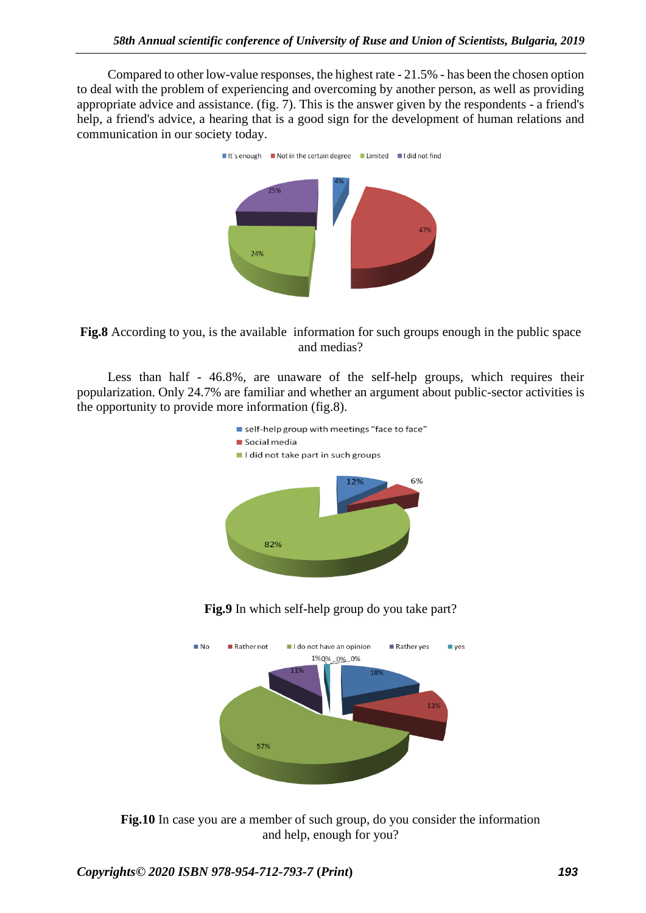Compared to other low-value responses, the highest rate - 21.5% - has been the chosen option to deal with the problem of experiencing and overcoming by another person, as well as providing appropriate advice and assistance. (fig. 7). This is the answer given by the respondents - a friend's help, a friend's advice, a hearing that is a good sign for the development of human relations and communication in our society today.

**Fig.8** According to you, is the available information for such groups enough in the public space and medias?

Less than half - 46.8%, are unaware of the self-help groups, which requires their popularization. Only 24.7% are familiar and whether an argument about public-sector activities is the opportunity to provide more information (fig.8).

**Fig.9** In which self-help group do you take part?

**Fig.10** In case you are a member of such group, do you consider the information and help, enough for you?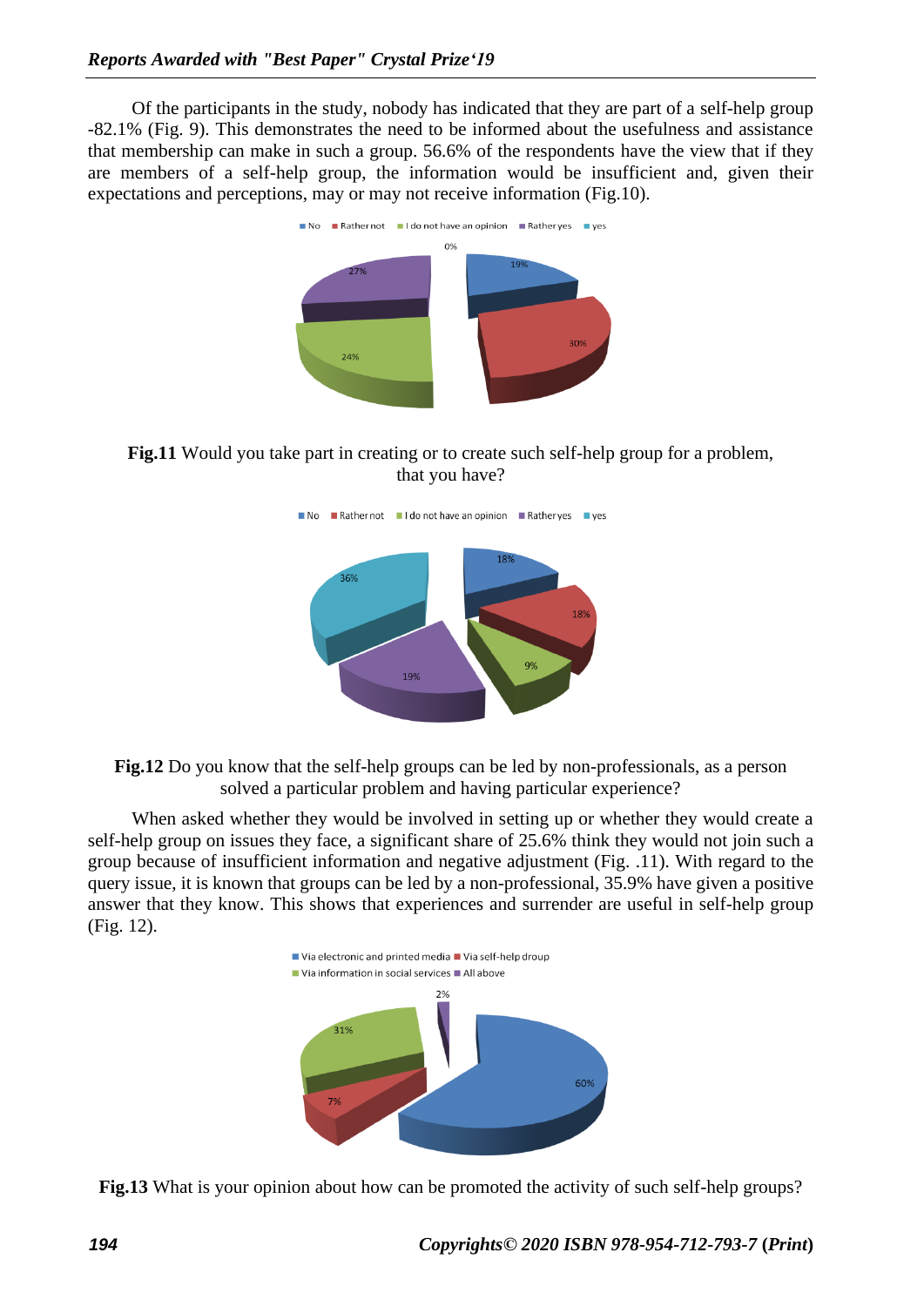Of the participants in the study, nobody has indicated that they are part of a self-help group -82.1% (Fig. 9). This demonstrates the need to be informed about the usefulness and assistance that membership can make in such a group. 56.6% of the respondents have the view that if they are members of a self-help group, the information would be insufficient and, given their expectations and perceptions, may or may not receive information (Fig.10).

**Fig.11** Would you take part in creating or to create such self-help group for a problem, that you have?

**Fig.12** Do you know that the self-help groups can be led by non-professionals, as a person solved a particular problem and having particular experience?

When asked whether they would be involved in setting up or whether they would create a self-help group on issues they face, a significant share of 25.6% think they would not join such a group because of insufficient information and negative adjustment (Fig. .11). With regard to the query issue, it is known that groups can be led by a non-professional, 35.9% have given a positive answer that they know. This shows that experiences and surrender are useful in self-help group (Fig. 12).

**Fig.13** What is your opinion about how can be promoted the activity of such self-help groups?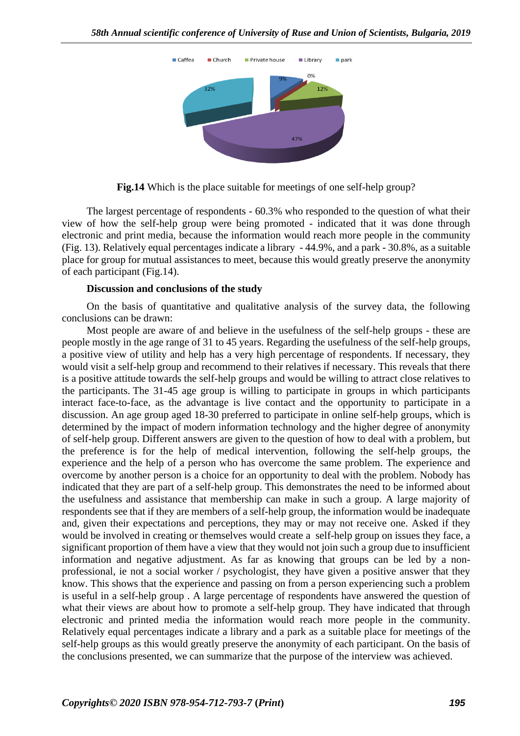**Fig.14** Which is the place suitable for meetings of one self-help group?

The largest percentage of respondents - 60.3% who responded to the question of what their view of how the self-help group were being promoted - indicated that it was done through electronic and print media, because the information would reach more people in the community (Fig. 13). Relatively equal percentages indicate a library - 44.9%, and a park - 30.8%, as a suitable place for group for mutual assistances to meet, because this would greatly preserve the anonymity of each participant (Fig.14).

**Discussion and conclusions of the study**

On the basis of quantitative and qualitative analysis of the survey data, the following conclusions can be drawn:

Most people are aware of and believe in the usefulness of the self-help groups - these are people mostly in the age range of 31 to 45 years. Regarding the usefulness of the self-help groups, a positive view of utility and help has a very high percentage of respondents. If necessary, they would visit a self-help group and recommend to their relatives if necessary. This reveals that there is a positive attitude towards the self-help groups and would be willing to attract close relatives to the participants. The 31-45 age group is willing to participate in groups in which participants interact face-to-face, as the advantage is live contact and the opportunity to participate in a discussion. An age group aged 18-30 preferred to participate in online self-help groups, which is determined by the impact of modern information technology and the higher degree of anonymity of self-help group. Different answers are given to the question of how to deal with a problem, but the preference is for the help of medical intervention, following the self-help groups, the experience and the help of a person who has overcome the same problem. The experience and overcome by another person is a choice for an opportunity to deal with the problem. Nobody has indicated that they are part of a self-help group. This demonstrates the need to be informed about the usefulness and assistance that membership can make in such a group. A large majority of respondents see that if they are members of a self-help group, the information would be inadequate and, given their expectations and perceptions, they may or may not receive one. Asked if they would be involved in creating or themselves would create a self-help group on issues they face, a significant proportion of them have a view that they would not join such a group due to insufficient information and negative adjustment. As far as knowing that groups can be led by a non-professional, ie not a social worker / psychologist, they have given a positive answer that they know. This shows that the experience and passing on from a person experiencing such a problem is useful in a self-help group . A large percentage of respondents have answered the question of what their views are about how to promote a self-help group. They have indicated that through electronic and printed media the information would reach more people in the community. Relatively equal percentages indicate a library and a park as a suitable place for meetings of the self-help groups as this would greatly preserve the anonymity of each participant. On the basis of the conclusions presented, we can summarize that the purpose of the interview was achieved.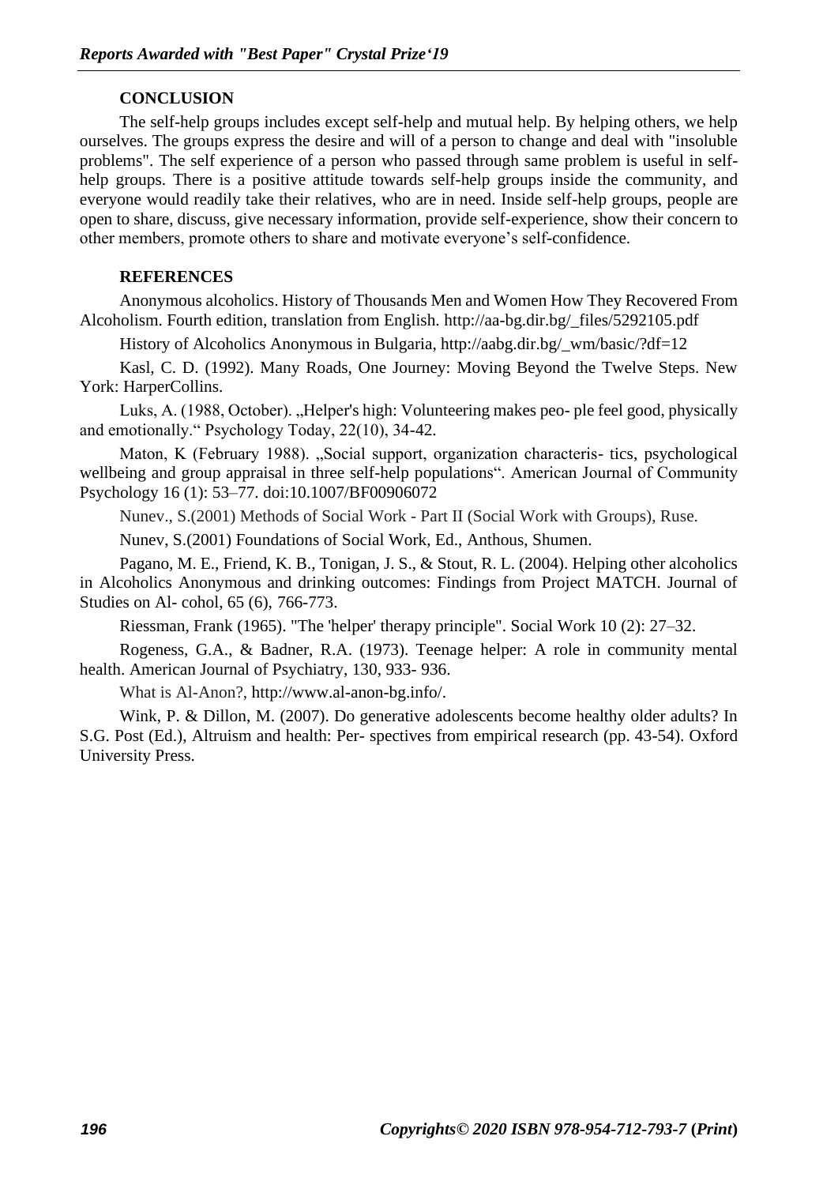## CONCLUSION

The self-help groups includes except self-help and mutual help. By helping others, we help ourselves. The groups express the desire and will of a person to change and deal with "insoluble problems". The self experience of a person who passed through same problem is useful in self-help groups. There is a positive attitude towards self-help groups inside the community, and everyone would readily take their relatives, who are in need. Inside self-help groups, people are open to share, discuss, give necessary information, provide self-experience, show their concern to other members, promote others to share and motivate everyone's self-confidence.

## REFERENCES

Anonymous alcoholics. History of Thousands Men and Women How They Recovered From Alcoholism. Fourth edition, translation from English. http://aa-bg.dir.bg/_files/5292105.pdf

History of Alcoholics Anonymous in Bulgaria, http://aabg.dir.bg/_wm/basic/?df=12

Kasl, C. D. (1992). Many Roads, One Journey: Moving Beyond the Twelve Steps. New York: HarperCollins.

Luks, A. (1988, October). „Helper's high: Volunteering makes peo- ple feel good, physically and emotionally." Psychology Today, 22(10), 34-42.

Maton, K (February 1988). „Social support, organization characteris- tics, psychological wellbeing and group appraisal in three self-help populations". American Journal of Community Psychology 16 (1): 53–77. doi:10.1007/BF00906072

Nunev., S.(2001) Methods of Social Work - Part II (Social Work with Groups), Ruse.

Nunev, S.(2001) Foundations of Social Work, Ed., Anthous, Shumen.

Pagano, M. E., Friend, K. B., Tonigan, J. S., & Stout, R. L. (2004). Helping other alcoholics in Alcoholics Anonymous and drinking outcomes: Findings from Project MATCH. Journal of Studies on Al- cohol, 65 (6), 766-773.

Riessman, Frank (1965). "The 'helper' therapy principle". Social Work 10 (2): 27–32.

Rogeness, G.A., & Badner, R.A. (1973). Teenage helper: A role in community mental health. American Journal of Psychiatry, 130, 933- 936.

What is Al-Anon?, http://www.al-anon-bg.info/.

Wink, P. & Dillon, M. (2007). Do generative adolescents become healthy older adults? In S.G. Post (Ed.), Altruism and health: Per- spectives from empirical research (pp. 43-54). Oxford University Press.